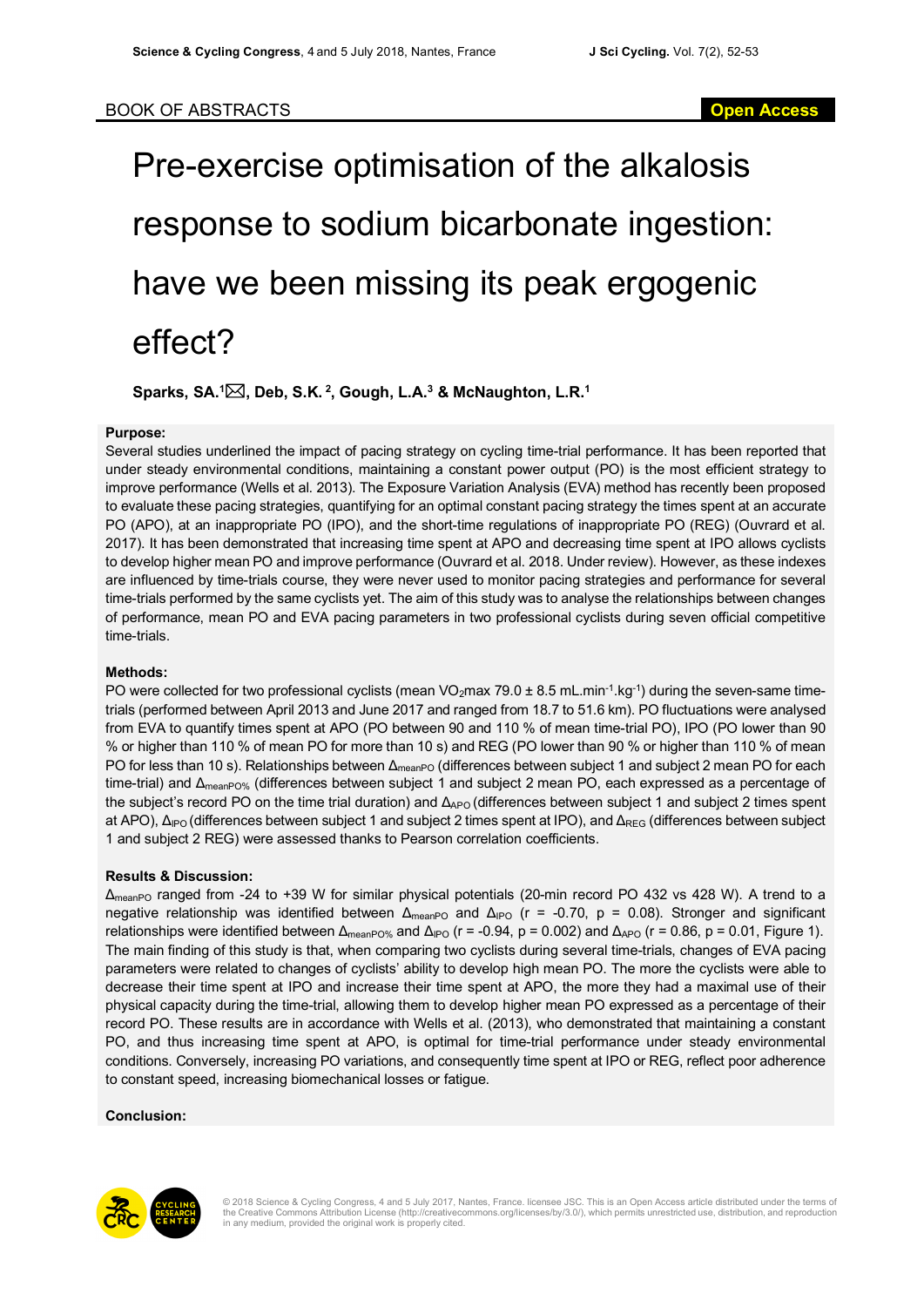BOOK OF ABSTRACTS

**Open Access**

# Pre-exercise optimisation of the alkalosis response to sodium bicarbonate ingestion: have we been missing its peak ergogenic effect?

**Sparks, SA.[1]✉, Deb, S.K.[2], Gough, L.A.[3] & McNaughton, L.R.[1]**

### Purpose:

Several studies underlined the impact of pacing strategy on cycling time-trial performance. It has been reported that under steady environmental conditions, maintaining a constant power output (PO) is the most efficient strategy to improve performance (Wells et al. 2013). The Exposure Variation Analysis (EVA) method has recently been proposed to evaluate these pacing strategies, quantifying for an optimal constant pacing strategy the times spent at an accurate PO (APO), at an inappropriate PO (IPO), and the short-time regulations of inappropriate PO (REG) (Ouvrard et al. 2017). It has been demonstrated that increasing time spent at APO and decreasing time spent at IPO allows cyclists to develop higher mean PO and improve performance (Ouvrard et al. 2018. Under review). However, as these indexes are influenced by time-trials course, they were never used to monitor pacing strategies and performance for several time-trials performed by the same cyclists yet. The aim of this study was to analyse the relationships between changes of performance, mean PO and EVA pacing parameters in two professional cyclists during seven official competitive time-trials.

### Methods:

PO were collected for two professional cyclists (mean $VO_2max$ 79.0 ± 8.5 $mL.min^{-1}.kg^{-1}$) during the seven-same time-trials (performed between April 2013 and June 2017 and ranged from 18.7 to 51.6 km). PO fluctuations were analysed from EVA to quantify times spent at APO (PO between 90 and 110 % of mean time-trial PO), IPO (PO lower than 90 % or higher than 110 % of mean PO for more than 10 s) and REG (PO lower than 90 % or higher than 110 % of mean PO for less than 10 s). Relationships between $\Delta_{meanPO}$ (differences between subject 1 and subject 2 mean PO for each time-trial) and $\Delta_{meanPO\%}$ (differences between subject 1 and subject 2 mean PO, each expressed as a percentage of the subject's record PO on the time trial duration) and $\Delta_{APO}$ (differences between subject 1 and subject 2 times spent at APO), $\Delta_{IPO}$ (differences between subject 1 and subject 2 times spent at IPO), and $\Delta_{REG}$ (differences between subject 1 and subject 2 REG) were assessed thanks to Pearson correlation coefficients.

### Results & Discussion:

$\Delta_{meanPO}$ ranged from -24 to +39 W for similar physical potentials (20-min record PO 432 vs 428 W). A trend to a negative relationship was identified between $\Delta_{meanPO}$ and $\Delta_{IPO}$ ($r$ = -0.70, $p$ = 0.08). Stronger and significant relationships were identified between $\Delta_{meanPO\%}$ and $\Delta_{IPO}$ ($r$ = -0.94, $p$ = 0.002) and $\Delta_{APO}$ ($r$ = 0.86, $p$ = 0.01, Figure 1). The main finding of this study is that, when comparing two cyclists during several time-trials, changes of EVA pacing parameters were related to changes of cyclists' ability to develop high mean PO. The more the cyclists were able to decrease their time spent at IPO and increase their time spent at APO, the more they had a maximal use of their physical capacity during the time-trial, allowing them to develop higher mean PO expressed as a percentage of their record PO. These results are in accordance with Wells et al. (2013), who demonstrated that maintaining a constant PO, and thus increasing time spent at APO, is optimal for time-trial performance under steady environmental conditions. Conversely, increasing PO variations, and consequently time spent at IPO or REG, reflect poor adherence to constant speed, increasing biomechanical losses or fatigue.

### Conclusion:

© 2018 Science & Cycling Congress, 4 and 5 July 2017, Nantes, France. licensee JSC. This is an Open Access article distributed under the terms of the Creative Commons Attribution License (http://creativecommons.org/licenses/by/3.0/), which permits unrestricted use, distribution, and reproduction in any medium, provided the original work is properly cited.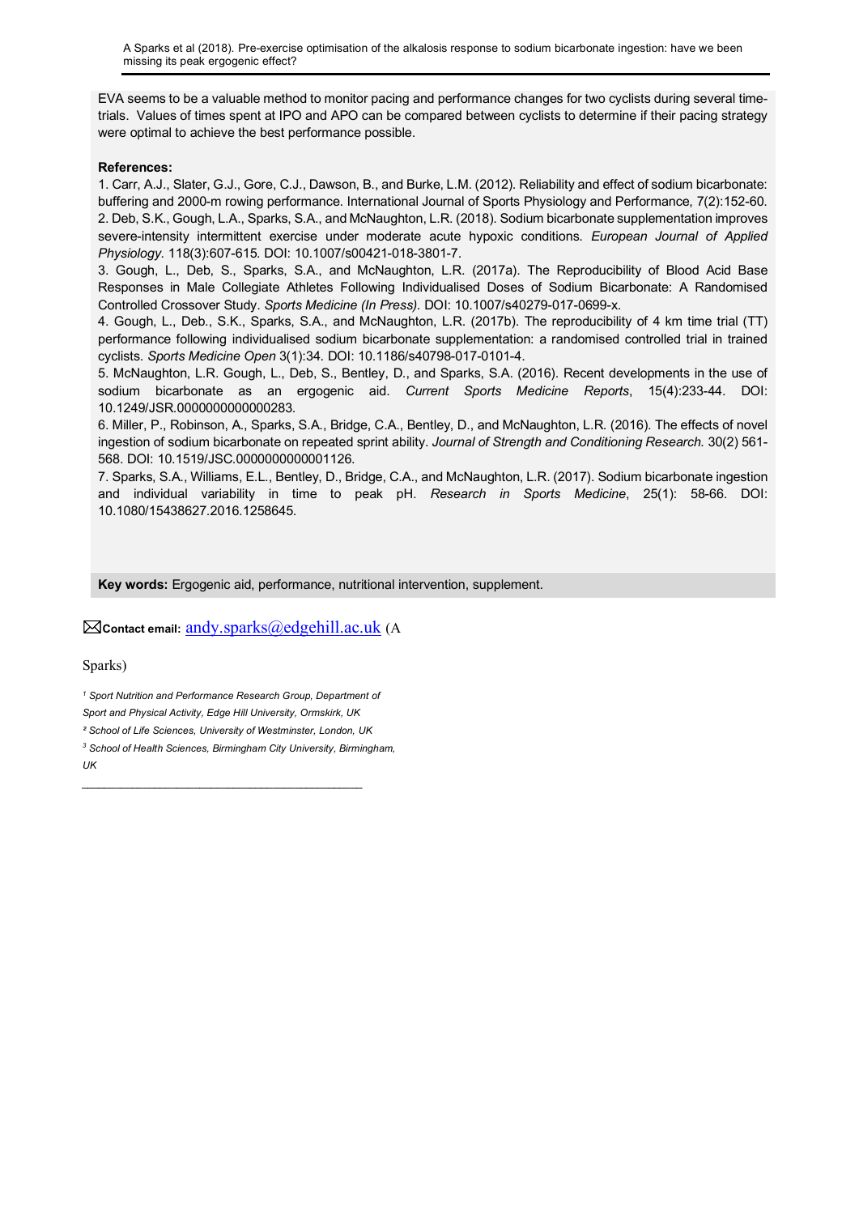EVA seems to be a valuable method to monitor pacing and performance changes for two cyclists during several time-trials. Values of times spent at IPO and APO can be compared between cyclists to determine if their pacing strategy were optimal to achieve the best performance possible.

**References:**

1. Carr, A.J., Slater, G.J., Gore, C.J., Dawson, B., and Burke, L.M. (2012). Reliability and effect of sodium bicarbonate: buffering and 2000-m rowing performance. International Journal of Sports Physiology and Performance, 7(2):152-60.
2. Deb, S.K., Gough, L.A., Sparks, S.A., and McNaughton, L.R. (2018). Sodium bicarbonate supplementation improves severe-intensity intermittent exercise under moderate acute hypoxic conditions. *European Journal of Applied Physiology.* 118(3):607-615*.* DOI: 10.1007/s00421-018-3801-7.
3. Gough, L., Deb, S., Sparks, S.A., and McNaughton, L.R. (2017a). The Reproducibility of Blood Acid Base Responses in Male Collegiate Athletes Following Individualised Doses of Sodium Bicarbonate: A Randomised Controlled Crossover Study. *Sports Medicine (In Press)*. DOI: 10.1007/s40279-017-0699-x.
4. Gough, L., Deb., S.K., Sparks, S.A., and McNaughton, L.R. (2017b). The reproducibility of 4 km time trial (TT) performance following individualised sodium bicarbonate supplementation: a randomised controlled trial in trained cyclists. *Sports Medicine Open* 3(1):34. DOI: 10.1186/s40798-017-0101-4.
5. McNaughton, L.R. Gough, L., Deb, S., Bentley, D., and Sparks, S.A. (2016). Recent developments in the use of sodium bicarbonate as an ergogenic aid. *Current Sports Medicine Reports*, 15(4):233-44. DOI: 10.1249/JSR.0000000000000283.
6. Miller, P., Robinson, A., Sparks, S.A., Bridge, C.A., Bentley, D., and McNaughton, L.R. (2016). The effects of novel ingestion of sodium bicarbonate on repeated sprint ability. *Journal of Strength and Conditioning Research.* 30(2) 561-568. DOI: 10.1519/JSC.0000000000001126.
7. Sparks, S.A., Williams, E.L., Bentley, D., Bridge, C.A., and McNaughton, L.R. (2017). Sodium bicarbonate ingestion and individual variability in time to peak pH. *Research in Sports Medicine*, 25(1): 58-66. DOI: 10.1080/15438627.2016.1258645.

**Key words:** Ergogenic aid, performance, nutritional intervention, supplement.

✉**Contact email:** andy.sparks@edgehill.ac.uk (A Sparks)

[1] *Sport Nutrition and Performance Research Group, Department of Sport and Physical Activity, Edge Hill University, Ormskirk, UK*

[2] *School of Life Sciences, University of Westminster, London, UK*

[3] *School of Health Sciences, Birmingham City University, Birmingham, UK*